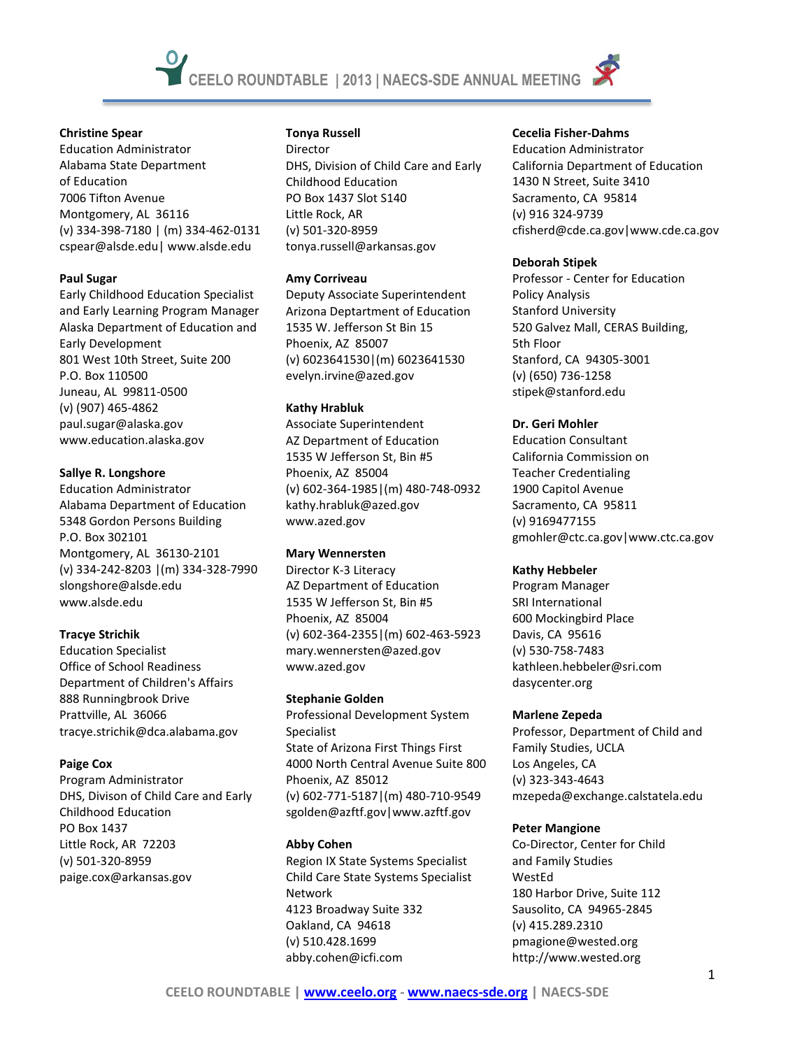**Christine Spear**
Education Administrator
Alabama State Department of Education
7006 Tifton Avenue
Montgomery, AL 36116
(v) 334-398-7180 | (m) 334-462-0131
cspear@alsde.edu | www.alsde.edu

**Paul Sugar**
Early Childhood Education Specialist and Early Learning Program Manager
Alaska Department of Education and Early Development
801 West 10th Street, Suite 200
P.O. Box 110500
Juneau, AL 99811-0500
(v) (907) 465-4862
paul.sugar@alaska.gov
www.education.alaska.gov

**Sallye R. Longshore**
Education Administrator
Alabama Department of Education
5348 Gordon Persons Building
P.O. Box 302101
Montgomery, AL 36130-2101
(v) 334-242-8203 |(m) 334-328-7990
slongshore@alsde.edu
www.alsde.edu

**Tracye Strichik**
Education Specialist
Office of School Readiness
Department of Children's Affairs
888 Runningbrook Drive
Prattville, AL 36066
tracye.strichik@dca.alabama.gov

**Paige Cox**
Program Administrator
DHS, Divison of Child Care and Early Childhood Education
PO Box 1437
Little Rock, AR 72203
(v) 501-320-8959
paige.cox@arkansas.gov

**Tonya Russell**
Director
DHS, Division of Child Care and Early Childhood Education
PO Box 1437 Slot S140
Little Rock, AR
(v) 501-320-8959
tonya.russell@arkansas.gov

**Amy Corriveau**
Deputy Associate Superintendent
Arizona Deptartment of Education
1535 W. Jefferson St Bin 15
Phoenix, AZ 85007
(v) 6023641530|(m) 6023641530
evelyn.irvine@azed.gov

**Kathy Hrabluk**
Associate Superintendent
AZ Department of Education
1535 W Jefferson St, Bin #5
Phoenix, AZ 85004
(v) 602-364-1985|(m) 480-748-0932
kathy.hrabluk@azed.gov
www.azed.gov

**Mary Wennersten**
Director K-3 Literacy
AZ Department of Education
1535 W Jefferson St, Bin #5
Phoenix, AZ 85004
(v) 602-364-2355|(m) 602-463-5923
mary.wennersten@azed.gov
www.azed.gov

**Stephanie Golden**
Professional Development System Specialist
State of Arizona First Things First
4000 North Central Avenue Suite 800
Phoenix, AZ 85012
(v) 602-771-5187|(m) 480-710-9549
sgolden@azftf.gov|www.azftf.gov

**Abby Cohen**
Region IX State Systems Specialist
Child Care State Systems Specialist Network
4123 Broadway Suite 332
Oakland, CA 94618
(v) 510.428.1699
abby.cohen@icfi.com

**Cecelia Fisher-Dahms**
Education Administrator
California Department of Education
1430 N Street, Suite 3410
Sacramento, CA 95814
(v) 916 324-9739
cfisherd@cde.ca.gov|www.cde.ca.gov

**Deborah Stipek**
Professor - Center for Education Policy Analysis
Stanford University
520 Galvez Mall, CERAS Building, 5th Floor
Stanford, CA 94305-3001
(v) (650) 736-1258
stipek@stanford.edu

**Dr. Geri Mohler**
Education Consultant
California Commission on Teacher Credentialing
1900 Capitol Avenue
Sacramento, CA 95811
(v) 9169477155
gmohler@ctc.ca.gov|www.ctc.ca.gov

**Kathy Hebbeler**
Program Manager
SRI International
600 Mockingbird Place
Davis, CA 95616
(v) 530-758-7483
kathleen.hebbeler@sri.com
dasycenter.org

**Marlene Zepeda**
Professor, Department of Child and Family Studies, UCLA
Los Angeles, CA
(v) 323-343-4643
mzepeda@exchange.calstatela.edu

**Peter Mangione**
Co-Director, Center for Child and Family Studies
WestEd
180 Harbor Drive, Suite 112
Sausolito, CA 94965-2845
(v) 415.289.2310
pmagione@wested.org
http://www.wested.org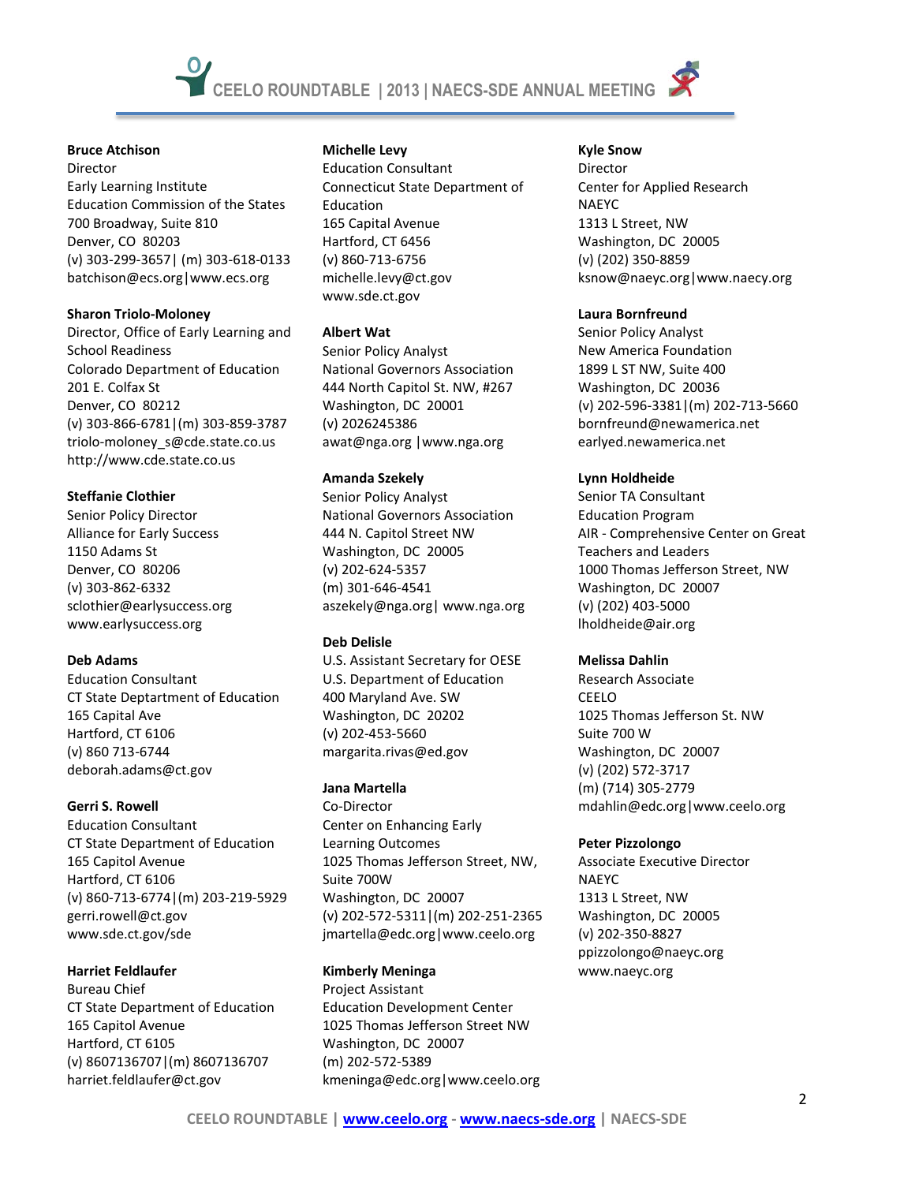**Bruce Atchison**
Director
Early Learning Institute
Education Commission of the States
700 Broadway, Suite 810
Denver, CO 80203
(v) 303-299-3657 | (m) 303-618-0133
batchison@ecs.org | www.ecs.org

**Sharon Triolo-Moloney**
Director, Office of Early Learning and School Readiness
Colorado Department of Education
201 E. Colfax St
Denver, CO 80212
(v) 303-866-6781 | (m) 303-859-3787
triolo-moloney_s@cde.state.co.us
http://www.cde.state.co.us

**Steffanie Clothier**
Senior Policy Director
Alliance for Early Success
1150 Adams St
Denver, CO 80206
(v) 303-862-6332
sclothier@earlysuccess.org
www.earlysuccess.org

**Deb Adams**
Education Consultant
CT State Deptartment of Education
165 Capital Ave
Hartford, CT 6106
(v) 860 713-6744
deborah.adams@ct.gov

**Gerri S. Rowell**
Education Consultant
CT State Department of Education
165 Capitol Avenue
Hartford, CT 6106
(v) 860-713-6774 | (m) 203-219-5929
gerri.rowell@ct.gov
www.sde.ct.gov/sde

**Harriet Feldlaufer**
Bureau Chief
CT State Department of Education
165 Capitol Avenue
Hartford, CT 6105
(v) 8607136707 | (m) 8607136707
harriet.feldlaufer@ct.gov

**Michelle Levy**
Education Consultant
Connecticut State Department of Education
165 Capital Avenue
Hartford, CT 6456
(v) 860-713-6756
michelle.levy@ct.gov
www.sde.ct.gov

**Albert Wat**
Senior Policy Analyst
National Governors Association
444 North Capitol St. NW, #267
Washington, DC 20001
(v) 2026245386
awat@nga.org | www.nga.org

**Amanda Szekely**
Senior Policy Analyst
National Governors Association
444 N. Capitol Street NW
Washington, DC 20005
(v) 202-624-5357
(m) 301-646-4541
aszekely@nga.org | www.nga.org

**Deb Delisle**
U.S. Assistant Secretary for OESE
U.S. Department of Education
400 Maryland Ave. SW
Washington, DC 20202
(v) 202-453-5660
margarita.rivas@ed.gov

**Jana Martella**
Co-Director
Center on Enhancing Early Learning Outcomes
1025 Thomas Jefferson Street, NW, Suite 700W
Washington, DC 20007
(v) 202-572-5311 | (m) 202-251-2365
jmartella@edc.org | www.ceelo.org

**Kimberly Meninga**
Project Assistant
Education Development Center
1025 Thomas Jefferson Street NW
Washington, DC 20007
(m) 202-572-5389
kmeninga@edc.org | www.ceelo.org

**Kyle Snow**
Director
Center for Applied Research
NAEYC
1313 L Street, NW
Washington, DC 20005
(v) (202) 350-8859
ksnow@naeyc.org | www.naecy.org

**Laura Bornfreund**
Senior Policy Analyst
New America Foundation
1899 L ST NW, Suite 400
Washington, DC 20036
(v) 202-596-3381 | (m) 202-713-5660
bornfreund@newamerica.net
earlyed.newamerica.net

**Lynn Holdheide**
Senior TA Consultant
Education Program
AIR - Comprehensive Center on Great Teachers and Leaders
1000 Thomas Jefferson Street, NW
Washington, DC 20007
(v) (202) 403-5000
lholdheide@air.org

**Melissa Dahlin**
Research Associate
CEELO
1025 Thomas Jefferson St. NW
Suite 700 W
Washington, DC 20007
(v) (202) 572-3717
(m) (714) 305-2779
mdahlin@edc.org | www.ceelo.org

**Peter Pizzolongo**
Associate Executive Director
NAEYC
1313 L Street, NW
Washington, DC 20005
(v) 202-350-8827
ppizzolongo@naeyc.org
www.naeyc.org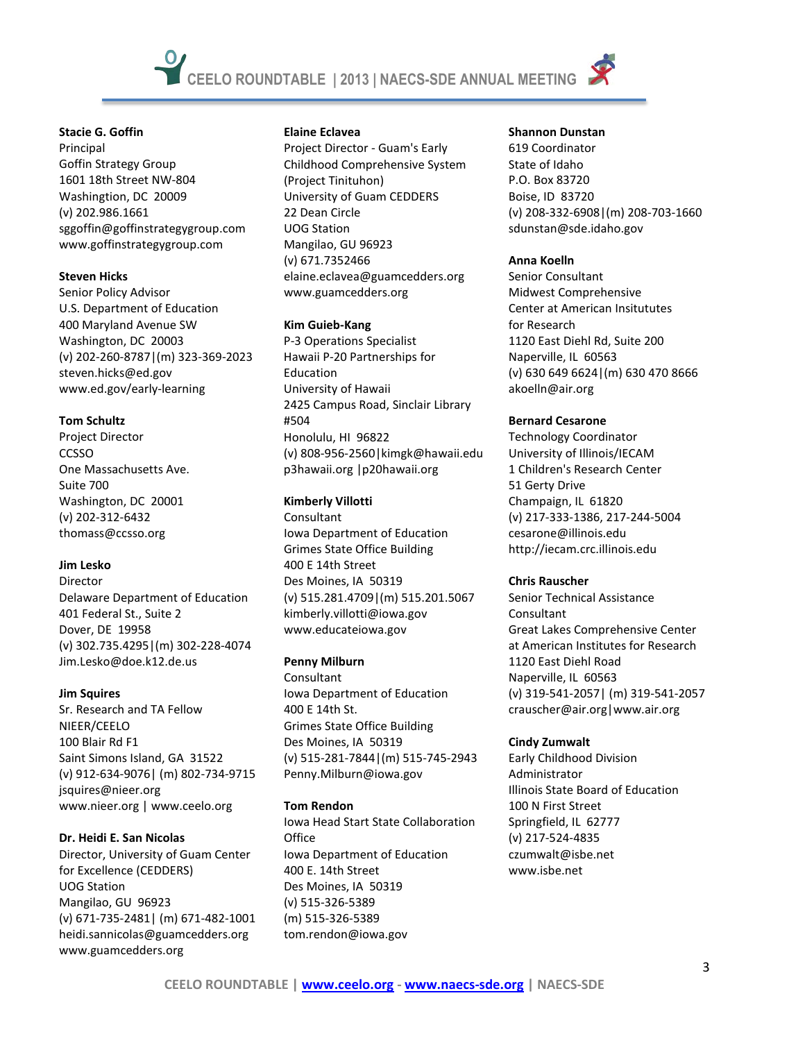**Stacie G. Goffin**
Principal
Goffin Strategy Group
1601 18th Street NW-804
Washington, DC 20009
(v) 202.986.1661
sggoffin@goffinstrategygroup.com
www.goffinstrategygroup.com

**Steven Hicks**
Senior Policy Advisor
U.S. Department of Education
400 Maryland Avenue SW
Washington, DC 20003
(v) 202-260-8787|(m) 323-369-2023
steven.hicks@ed.gov
www.ed.gov/early-learning

**Tom Schultz**
Project Director
CCSSO
One Massachusetts Ave.
Suite 700
Washington, DC 20001
(v) 202-312-6432
thomass@ccsso.org

**Jim Lesko**
Director
Delaware Department of Education
401 Federal St., Suite 2
Dover, DE 19958
(v) 302.735.4295|(m) 302-228-4074
Jim.Lesko@doe.k12.de.us

**Jim Squires**
Sr. Research and TA Fellow
NIEER/CEELO
100 Blair Rd F1
Saint Simons Island, GA 31522
(v) 912-634-9076| (m) 802-734-9715
jsquires@nieer.org
www.nieer.org | www.ceelo.org

**Dr. Heidi E. San Nicolas**
Director, University of Guam Center for Excellence (CEDDERS)
UOG Station
Mangilao, GU 96923
(v) 671-735-2481| (m) 671-482-1001
heidi.sannicolas@guamcedders.org
www.guamcedders.org

**Elaine Eclavea**
Project Director - Guam's Early Childhood Comprehensive System (Project Tinituhon)
University of Guam CEDDERS
22 Dean Circle
UOG Station
Mangilao, GU 96923
(v) 671.7352466
elaine.eclavea@guamcedders.org
www.guamcedders.org

**Kim Guieb-Kang**
P-3 Operations Specialist
Hawaii P-20 Partnerships for Education
University of Hawaii
2425 Campus Road, Sinclair Library #504
Honolulu, HI 96822
(v) 808-956-2560|kimgk@hawaii.edu
p3hawaii.org |p20hawaii.org

**Kimberly Villotti**
Consultant
Iowa Department of Education
Grimes State Office Building
400 E 14th Street
Des Moines, IA 50319
(v) 515.281.4709|(m) 515.201.5067
kimberly.villotti@iowa.gov
www.educateiowa.gov

**Penny Milburn**
Consultant
Iowa Department of Education
400 E 14th St.
Grimes State Office Building
Des Moines, IA 50319
(v) 515-281-7844|(m) 515-745-2943
Penny.Milburn@iowa.gov

**Tom Rendon**
Iowa Head Start State Collaboration Office
Iowa Department of Education
400 E. 14th Street
Des Moines, IA 50319
(v) 515-326-5389
(m) 515-326-5389
tom.rendon@iowa.gov

**Shannon Dunstan**
619 Coordinator
State of Idaho
P.O. Box 83720
Boise, ID 83720
(v) 208-332-6908|(m) 208-703-1660
sdunstan@sde.idaho.gov

**Anna Koelln**
Senior Consultant
Midwest Comprehensive Center at American Insitutes for Research
1120 East Diehl Rd, Suite 200
Naperville, IL 60563
(v) 630 649 6624|(m) 630 470 8666
akoelln@air.org

**Bernard Cesarone**
Technology Coordinator
University of Illinois/IECAM
1 Children's Research Center
51 Gerty Drive
Champaign, IL 61820
(v) 217-333-1386, 217-244-5004
cesarone@illinois.edu
http://iecam.crc.illinois.edu

**Chris Rauscher**
Senior Technical Assistance Consultant
Great Lakes Comprehensive Center at American Institutes for Research
1120 East Diehl Road
Naperville, IL 60563
(v) 319-541-2057| (m) 319-541-2057
crauscher@air.org|www.air.org

**Cindy Zumwalt**
Early Childhood Division Administrator
Illinois State Board of Education
100 N First Street
Springfield, IL 62777
(v) 217-524-4835
czumwalt@isbe.net
www.isbe.net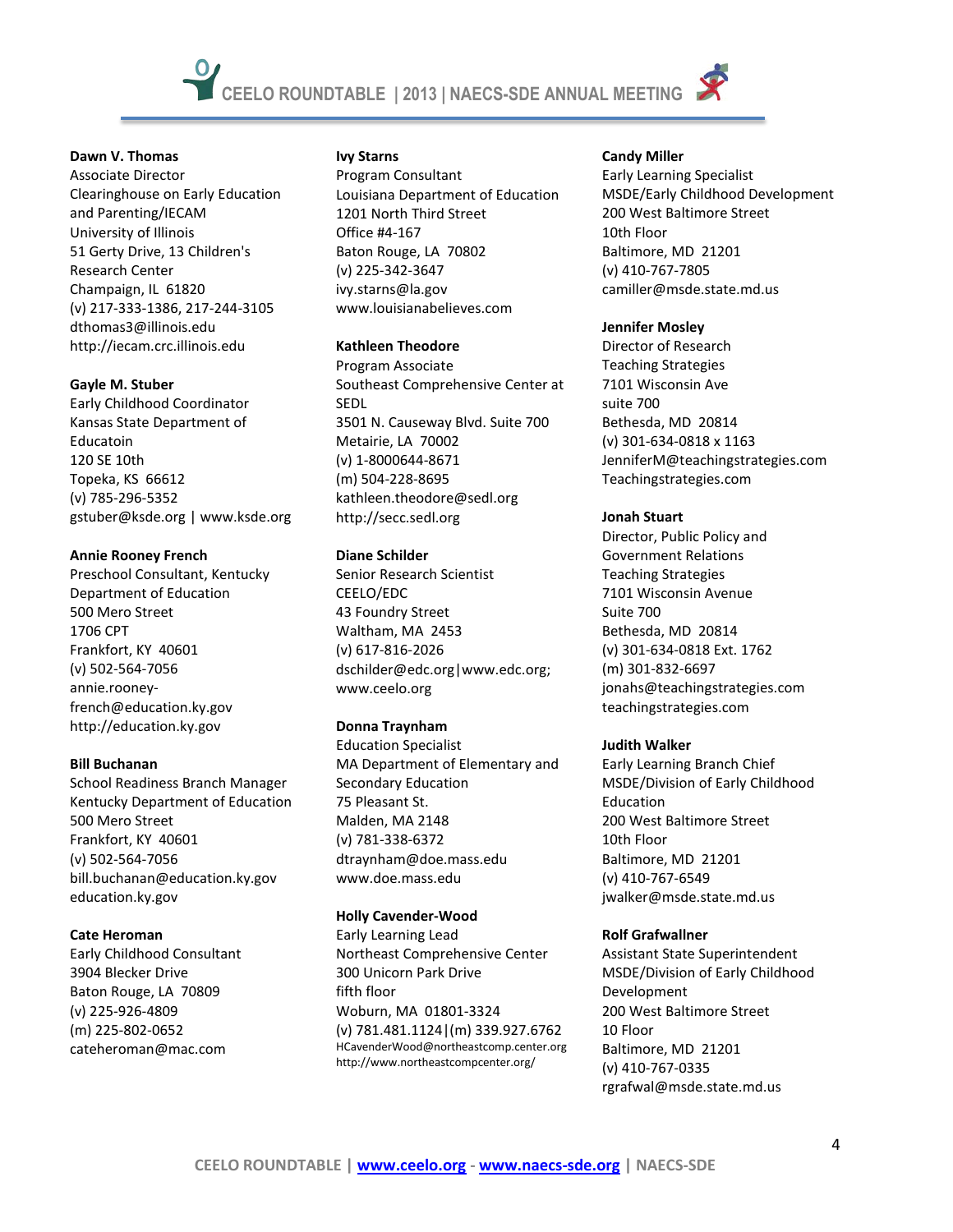**Dawn V. Thomas**
Associate Director
Clearinghouse on Early Education and Parenting/IECAM
University of Illinois
51 Gerty Drive, 13 Children's Research Center
Champaign, IL 61820
(v) 217-333-1386, 217-244-3105
dthomas3@illinois.edu
http://iecam.crc.illinois.edu

**Gayle M. Stuber**
Early Childhood Coordinator
Kansas State Department of Educatoin
120 SE 10th
Topeka, KS 66612
(v) 785-296-5352
gstuber@ksde.org | www.ksde.org

**Annie Rooney French**
Preschool Consultant, Kentucky Department of Education
500 Mero Street
1706 CPT
Frankfort, KY 40601
(v) 502-564-7056
annie.rooney-french@education.ky.gov
http://education.ky.gov

**Bill Buchanan**
School Readiness Branch Manager
Kentucky Department of Education
500 Mero Street
Frankfort, KY 40601
(v) 502-564-7056
bill.buchanan@education.ky.gov
education.ky.gov

**Cate Heroman**
Early Childhood Consultant
3904 Blecker Drive
Baton Rouge, LA 70809
(v) 225-926-4809
(m) 225-802-0652
cateheroman@mac.com

**Ivy Starns**
Program Consultant
Louisiana Department of Education
1201 North Third Street
Office #4-167
Baton Rouge, LA 70802
(v) 225-342-3647
ivy.starns@la.gov
www.louisianabelieves.com

**Kathleen Theodore**
Program Associate
Southeast Comprehensive Center at SEDL
3501 N. Causeway Blvd. Suite 700
Metairie, LA 70002
(v) 1-8000644-8671
(m) 504-228-8695
kathleen.theodore@sedl.org
http://secc.sedl.org

**Diane Schilder**
Senior Research Scientist
CEELO/EDC
43 Foundry Street
Waltham, MA 2453
(v) 617-816-2026
dschilder@edc.org|www.edc.org; www.ceelo.org

**Donna Traynham**
Education Specialist
MA Department of Elementary and Secondary Education
75 Pleasant St.
Malden, MA 2148
(v) 781-338-6372
dtraynham@doe.mass.edu
www.doe.mass.edu

**Holly Cavender-Wood**
Early Learning Lead
Northeast Comprehensive Center
300 Unicorn Park Drive
fifth floor
Woburn, MA 01801-3324
(v) 781.481.1124|(m) 339.927.6762
HCavenderWood@northeastcomp.center.org
http://www.northeastcompcenter.org/

**Candy Miller**
Early Learning Specialist
MSDE/Early Childhood Development
200 West Baltimore Street
10th Floor
Baltimore, MD 21201
(v) 410-767-7805
camiller@msde.state.md.us

**Jennifer Mosley**
Director of Research
Teaching Strategies
7101 Wisconsin Ave
suite 700
Bethesda, MD 20814
(v) 301-634-0818 x 1163
JenniferM@teachingstrategies.com
Teachingstrategies.com

**Jonah Stuart**
Director, Public Policy and Government Relations
Teaching Strategies
7101 Wisconsin Avenue
Suite 700
Bethesda, MD 20814
(v) 301-634-0818 Ext. 1762
(m) 301-832-6697
jonahs@teachingstrategies.com
teachingstrategies.com

**Judith Walker**
Early Learning Branch Chief
MSDE/Division of Early Childhood Education
200 West Baltimore Street
10th Floor
Baltimore, MD 21201
(v) 410-767-6549
jwalker@msde.state.md.us

**Rolf Grafwallner**
Assistant State Superintendent
MSDE/Division of Early Childhood Development
200 West Baltimore Street
10 Floor
Baltimore, MD 21201
(v) 410-767-0335
rgrafwal@msde.state.md.us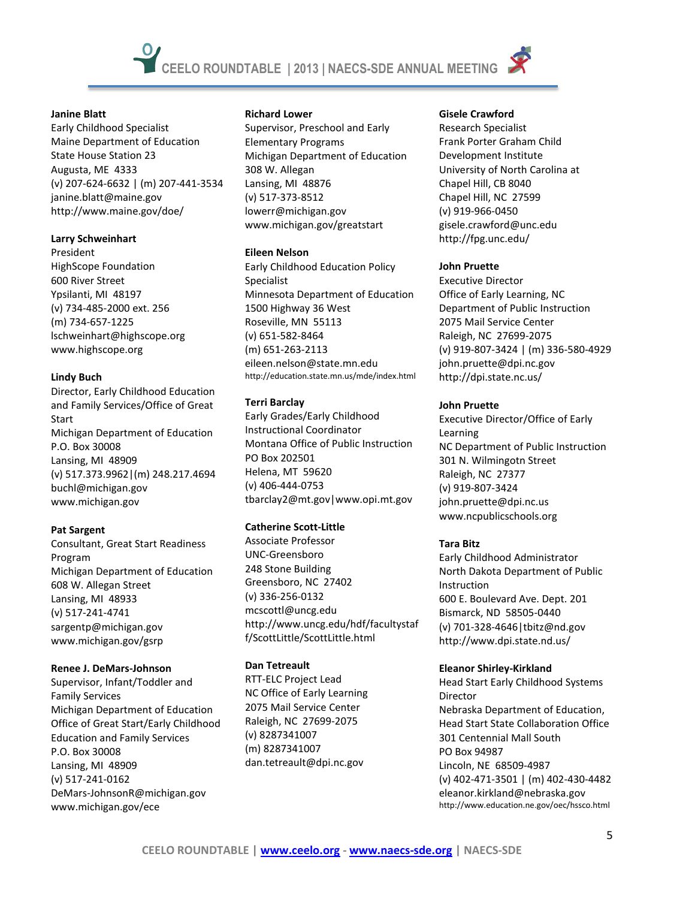**Janine Blatt**
Early Childhood Specialist
Maine Department of Education
State House Station 23
Augusta, ME 4333
(v) 207-624-6632 | (m) 207-441-3534
janine.blatt@maine.gov
http://www.maine.gov/doe/

**Larry Schweinhart**
President
HighScope Foundation
600 River Street
Ypsilanti, MI 48197
(v) 734-485-2000 ext. 256
(m) 734-657-1225
lschweinhart@highscope.org
www.highscope.org

**Lindy Buch**
Director, Early Childhood Education and Family Services/Office of Great Start
Michigan Department of Education
P.O. Box 30008
Lansing, MI 48909
(v) 517.373.9962|(m) 248.217.4694
buchl@michigan.gov
www.michigan.gov

**Pat Sargent**
Consultant, Great Start Readiness Program
Michigan Department of Education
608 W. Allegan Street
Lansing, MI 48933
(v) 517-241-4741
sargentp@michigan.gov
www.michigan.gov/gsrp

**Renee J. DeMars-Johnson**
Supervisor, Infant/Toddler and Family Services
Michigan Department of Education
Office of Great Start/Early Childhood Education and Family Services
P.O. Box 30008
Lansing, MI 48909
(v) 517-241-0162
DeMars-JohnsonR@michigan.gov
www.michigan.gov/ece

**Richard Lower**
Supervisor, Preschool and Early Elementary Programs
Michigan Department of Education
308 W. Allegan
Lansing, MI 48876
(v) 517-373-8512
lowerr@michigan.gov
www.michigan.gov/greatstart

**Eileen Nelson**
Early Childhood Education Policy Specialist
Minnesota Department of Education
1500 Highway 36 West
Roseville, MN 55113
(v) 651-582-8464
(m) 651-263-2113
eileen.nelson@state.mn.edu
http://education.state.mn.us/mde/index.html

**Terri Barclay**
Early Grades/Early Childhood Instructional Coordinator
Montana Office of Public Instruction
PO Box 202501
Helena, MT 59620
(v) 406-444-0753
tbarclay2@mt.gov|www.opi.mt.gov

**Catherine Scott-Little**
Associate Professor
UNC-Greensboro
248 Stone Building
Greensboro, NC 27402
(v) 336-256-0132
mcscottl@uncg.edu
http://www.uncg.edu/hdf/facultystaff/ScottLittle/ScottLittle.html

**Dan Tetreault**
RTT-ELC Project Lead
NC Office of Early Learning
2075 Mail Service Center
Raleigh, NC 27699-2075
(v) 8287341007
(m) 8287341007
dan.tetreault@dpi.nc.gov

**Gisele Crawford**
Research Specialist
Frank Porter Graham Child Development Institute
University of North Carolina at Chapel Hill, CB 8040
Chapel Hill, NC 27599
(v) 919-966-0450
gisele.crawford@unc.edu
http://fpg.unc.edu/

**John Pruette**
Executive Director
Office of Early Learning, NC Department of Public Instruction
2075 Mail Service Center
Raleigh, NC 27699-2075
(v) 919-807-3424 | (m) 336-580-4929
john.pruette@dpi.nc.gov
http://dpi.state.nc.us/

**John Pruette**
Executive Director/Office of Early Learning
NC Department of Public Instruction
301 N. Wilmingotn Street
Raleigh, NC 27377
(v) 919-807-3424
john.pruette@dpi.nc.us
www.ncpublicschools.org

**Tara Bitz**
Early Childhood Administrator
North Dakota Department of Public Instruction
600 E. Boulevard Ave. Dept. 201
Bismarck, ND 58505-0440
(v) 701-328-4646|tbitz@nd.gov
http://www.dpi.state.nd.us/

**Eleanor Shirley-Kirkland**
Head Start Early Childhood Systems Director
Nebraska Department of Education, Head Start State Collaboration Office
301 Centennial Mall South
PO Box 94987
Lincoln, NE 68509-4987
(v) 402-471-3501 | (m) 402-430-4482
eleanor.kirkland@nebraska.gov
http://www.education.ne.gov/oec/hssco.html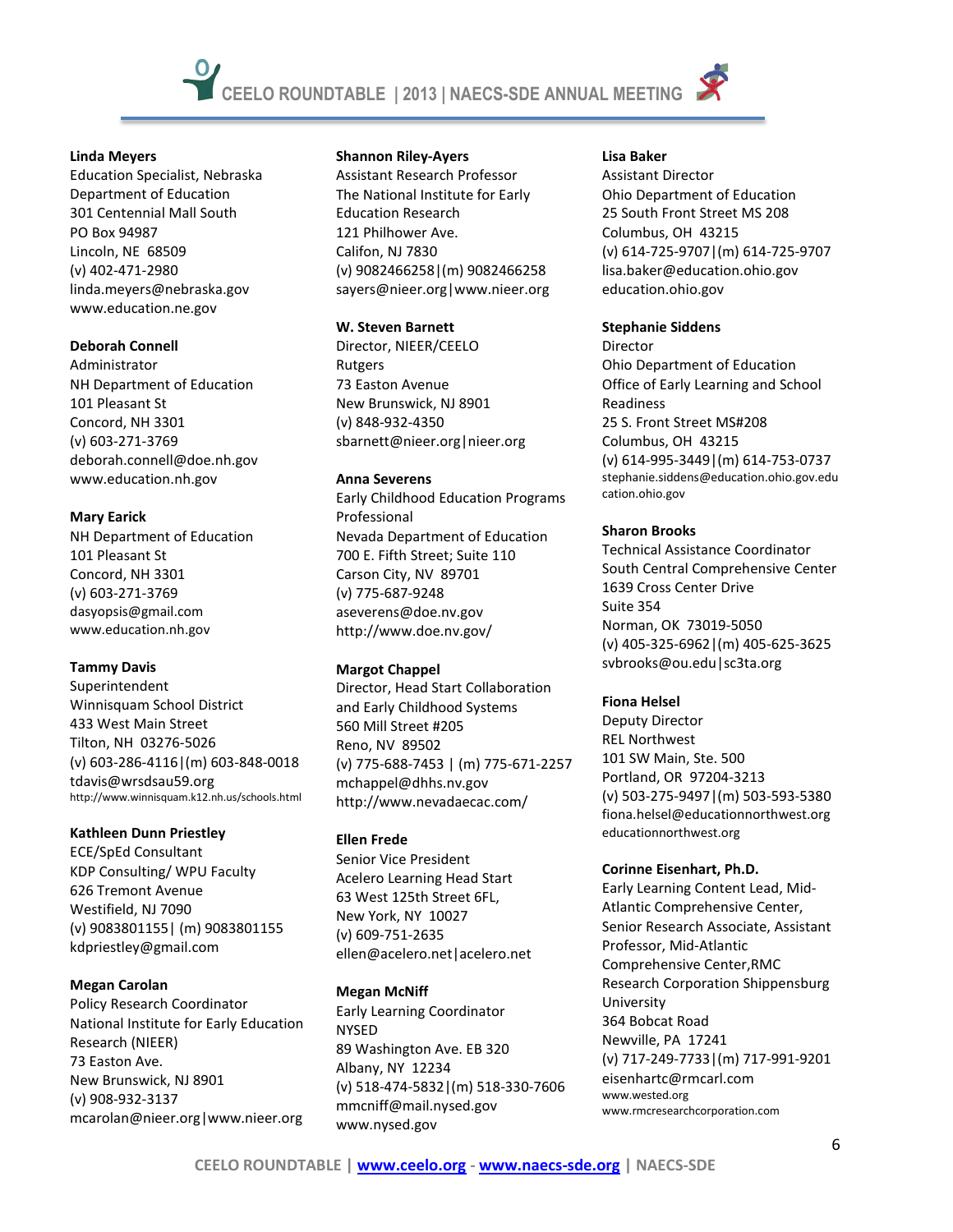**Linda Meyers**
Education Specialist, Nebraska Department of Education
301 Centennial Mall South
PO Box 94987
Lincoln, NE 68509
(v) 402-471-2980
linda.meyers@nebraska.gov
www.education.ne.gov

**Deborah Connell**
Administrator
NH Department of Education
101 Pleasant St
Concord, NH 3301
(v) 603-271-3769
deborah.connell@doe.nh.gov
www.education.nh.gov

**Mary Earick**
NH Department of Education
101 Pleasant St
Concord, NH 3301
(v) 603-271-3769
dasyopsis@gmail.com
www.education.nh.gov

**Tammy Davis**
Superintendent
Winnisquam School District
433 West Main Street
Tilton, NH 03276-5026
(v) 603-286-4116|(m) 603-848-0018
tdavis@wrsdsau59.org
http://www.winnisquam.k12.nh.us/schools.html

**Kathleen Dunn Priestley**
ECE/SpEd Consultant
KDP Consulting/ WPU Faculty
626 Tremont Avenue
Westifield, NJ 7090
(v) 9083801155| (m) 9083801155
kdpriestley@gmail.com

**Megan Carolan**
Policy Research Coordinator
National Institute for Early Education Research (NIEER)
73 Easton Ave.
New Brunswick, NJ 8901
(v) 908-932-3137
mcarolan@nieer.org|www.nieer.org

**Shannon Riley-Ayers**
Assistant Research Professor
The National Institute for Early Education Research
121 Philhower Ave.
Califon, NJ 7830
(v) 9082466258|(m) 9082466258
sayers@nieer.org|www.nieer.org

**W. Steven Barnett**
Director, NIEER/CEELO
Rutgers
73 Easton Avenue
New Brunswick, NJ 8901
(v) 848-932-4350
sbarnett@nieer.org|nieer.org

**Anna Severens**
Early Childhood Education Programs Professional
Nevada Department of Education
700 E. Fifth Street; Suite 110
Carson City, NV 89701
(v) 775-687-9248
aseverens@doe.nv.gov
http://www.doe.nv.gov/

**Margot Chappel**
Director, Head Start Collaboration and Early Childhood Systems
560 Mill Street #205
Reno, NV 89502
(v) 775-688-7453 | (m) 775-671-2257
mchappel@dhhs.nv.gov
http://www.nevadaecac.com/

**Ellen Frede**
Senior Vice President
Acelero Learning Head Start
63 West 125th Street 6FL,
New York, NY 10027
(v) 609-751-2635
ellen@acelero.net|acelero.net

**Megan McNiff**
Early Learning Coordinator
NYSED
89 Washington Ave. EB 320
Albany, NY 12234
(v) 518-474-5832|(m) 518-330-7606
mmcniff@mail.nysed.gov
www.nysed.gov

**Lisa Baker**
Assistant Director
Ohio Department of Education
25 South Front Street MS 208
Columbus, OH 43215
(v) 614-725-9707|(m) 614-725-9707
lisa.baker@education.ohio.gov
education.ohio.gov

**Stephanie Siddens**
Director
Ohio Department of Education
Office of Early Learning and School Readiness
25 S. Front Street MS#208
Columbus, OH 43215
(v) 614-995-3449|(m) 614-753-0737
stephanie.siddens@education.ohio.gov.education.ohio.gov

**Sharon Brooks**
Technical Assistance Coordinator
South Central Comprehensive Center
1639 Cross Center Drive
Suite 354
Norman, OK 73019-5050
(v) 405-325-6962|(m) 405-625-3625
svbrooks@ou.edu|sc3ta.org

**Fiona Helsel**
Deputy Director
REL Northwest
101 SW Main, Ste. 500
Portland, OR 97204-3213
(v) 503-275-9497|(m) 503-593-5380
fiona.helsel@educationnorthwest.org
educationnorthwest.org

**Corinne Eisenhart, Ph.D.**
Early Learning Content Lead, Mid-Atlantic Comprehensive Center, Senior Research Associate, Assistant Professor, Mid-Atlantic Comprehensive Center,RMC Research Corporation Shippensburg University
364 Bobcat Road
Newville, PA 17241
(v) 717-249-7733|(m) 717-991-9201
eisenhartc@rmcarl.com
www.wested.org
www.rmcresearchcorporation.com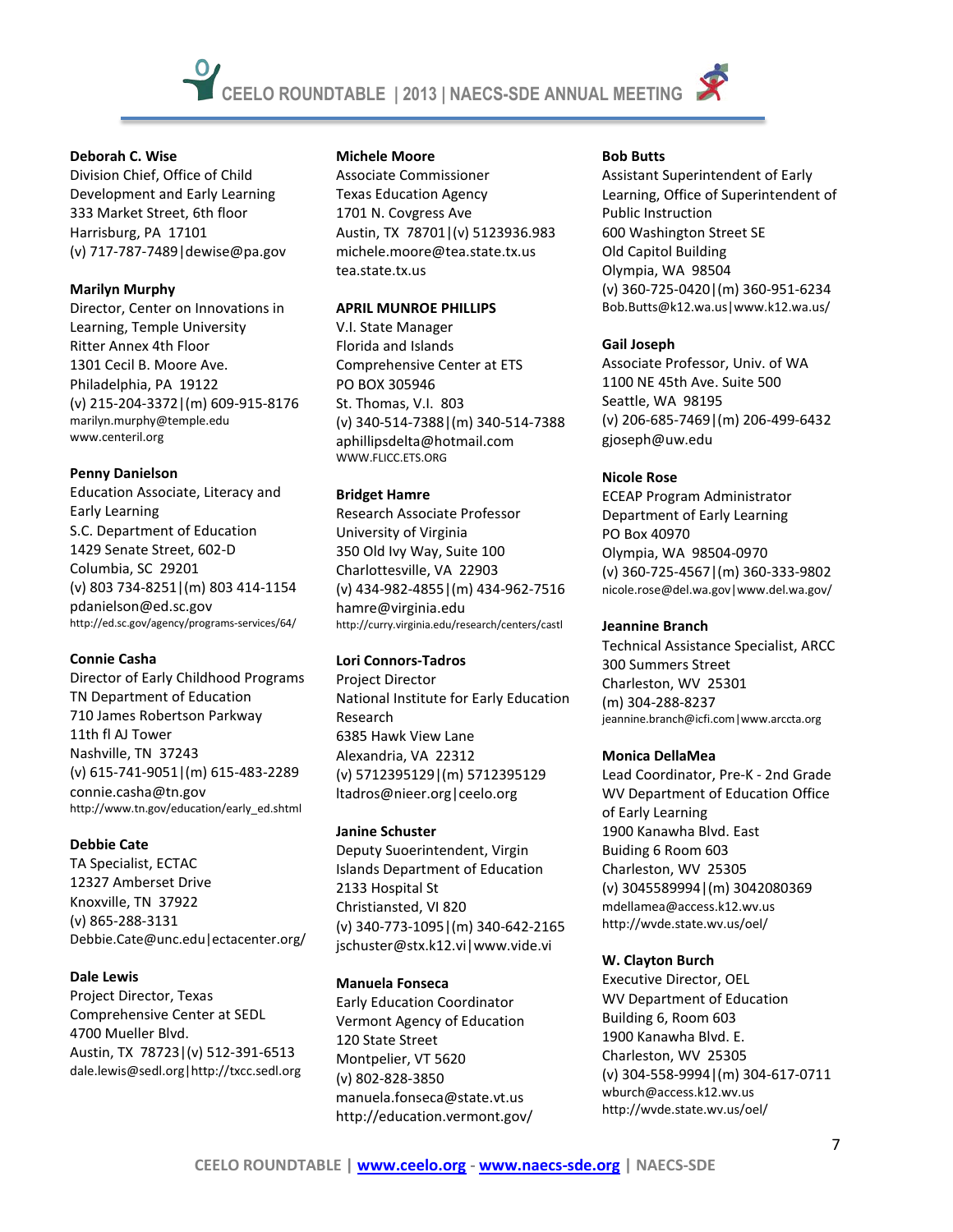**Deborah C. Wise**
Division Chief, Office of Child Development and Early Learning
333 Market Street, 6th floor
Harrisburg, PA 17101
(v) 717-787-7489|dewise@pa.gov

**Marilyn Murphy**
Director, Center on Innovations in Learning, Temple University
Ritter Annex 4th Floor
1301 Cecil B. Moore Ave.
Philadelphia, PA 19122
(v) 215-204-3372|(m) 609-915-8176
marilyn.murphy@temple.edu
www.centeril.org

**Penny Danielson**
Education Associate, Literacy and Early Learning
S.C. Department of Education
1429 Senate Street, 602-D
Columbia, SC 29201
(v) 803 734-8251|(m) 803 414-1154
pdanielson@ed.sc.gov
http://ed.sc.gov/agency/programs-services/64/

**Connie Casha**
Director of Early Childhood Programs
TN Department of Education
710 James Robertson Parkway
11th fl AJ Tower
Nashville, TN 37243
(v) 615-741-9051|(m) 615-483-2289
connie.casha@tn.gov
http://www.tn.gov/education/early_ed.shtml

**Debbie Cate**
TA Specialist, ECTAC
12327 Amberset Drive
Knoxville, TN 37922
(v) 865-288-3131
Debbie.Cate@unc.edu|ectacenter.org/

**Dale Lewis**
Project Director, Texas Comprehensive Center at SEDL
4700 Mueller Blvd.
Austin, TX 78723|(v) 512-391-6513
dale.lewis@sedl.org|http://txcc.sedl.org

**Michele Moore**
Associate Commissioner
Texas Education Agency
1701 N. Covgress Ave
Austin, TX 78701|(v) 5123936.983
michele.moore@tea.state.tx.us
tea.state.tx.us

**APRIL MUNROE PHILLIPS**
V.I. State Manager
Florida and Islands Comprehensive Center at ETS
PO BOX 305946
St. Thomas, V.I. 803
(v) 340-514-7388|(m) 340-514-7388
aphillipsdelta@hotmail.com
WWW.FLICC.ETS.ORG

**Bridget Hamre**
Research Associate Professor
University of Virginia
350 Old Ivy Way, Suite 100
Charlottesville, VA 22903
(v) 434-982-4855|(m) 434-962-7516
hamre@virginia.edu
http://curry.virginia.edu/research/centers/castl

**Lori Connors-Tadros**
Project Director
National Institute for Early Education Research
6385 Hawk View Lane
Alexandria, VA 22312
(v) 5712395129|(m) 5712395129
ltadros@nieer.org|ceelo.org

**Janine Schuster**
Deputy Suoerintendent, Virgin Islands Department of Education
2133 Hospital St
Christiansted, VI 820
(v) 340-773-1095|(m) 340-642-2165
jschuster@stx.k12.vi|www.vide.vi

**Manuela Fonseca**
Early Education Coordinator
Vermont Agency of Education
120 State Street
Montpelier, VT 5620
(v) 802-828-3850
manuela.fonseca@state.vt.us
http://education.vermont.gov/

**Bob Butts**
Assistant Superintendent of Early Learning, Office of Superintendent of Public Instruction
600 Washington Street SE
Old Capitol Building
Olympia, WA 98504
(v) 360-725-0420|(m) 360-951-6234
Bob.Butts@k12.wa.us|www.k12.wa.us/

**Gail Joseph**
Associate Professor, Univ. of WA
1100 NE 45th Ave. Suite 500
Seattle, WA 98195
(v) 206-685-7469|(m) 206-499-6432
gjoseph@uw.edu

**Nicole Rose**
ECEAP Program Administrator
Department of Early Learning
PO Box 40970
Olympia, WA 98504-0970
(v) 360-725-4567|(m) 360-333-9802
nicole.rose@del.wa.gov|www.del.wa.gov/

**Jeannine Branch**
Technical Assistance Specialist, ARCC
300 Summers Street
Charleston, WV 25301
(m) 304-288-8237
jeannine.branch@icfi.com|www.arccta.org

**Monica DellaMea**
Lead Coordinator, Pre-K - 2nd Grade
WV Department of Education Office of Early Learning
1900 Kanawha Blvd. East
Buiding 6 Room 603
Charleston, WV 25305
(v) 3045589994|(m) 3042080369
mdellamea@access.k12.wv.us
http://wvde.state.wv.us/oel/

**W. Clayton Burch**
Executive Director, OEL
WV Department of Education
Building 6, Room 603
1900 Kanawha Blvd. E.
Charleston, WV 25305
(v) 304-558-9994|(m) 304-617-0711
wburch@access.k12.wv.us
http://wvde.state.wv.us/oel/